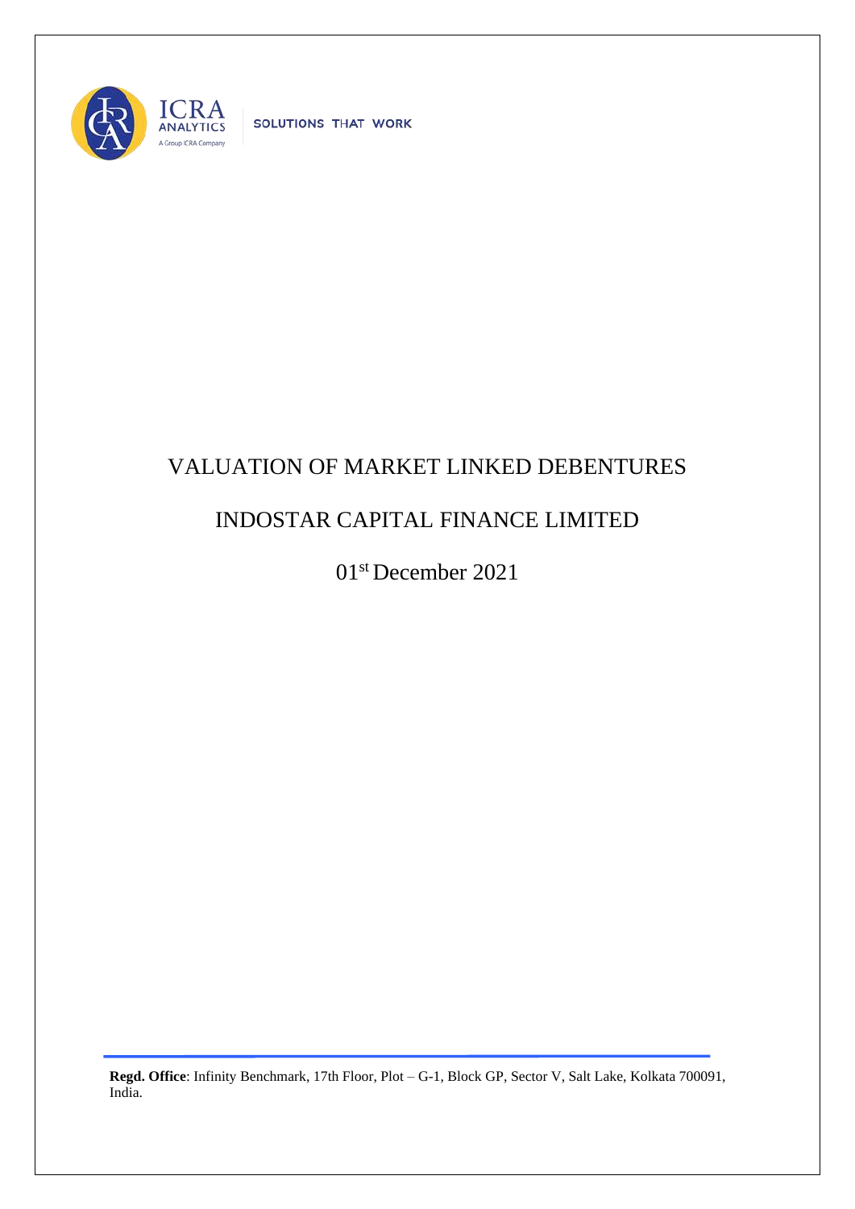ICRA ANALYTICS
A Group ICRA Company

SOLUTIONS THAT WORK

# VALUATION OF MARKET LINKED DEBENTURES

# INDOSTAR CAPITAL FINANCE LIMITED

01st December 2021

**Regd. Office**: Infinity Benchmark, 17th Floor, Plot – G-1, Block GP, Sector V, Salt Lake, Kolkata 700091, India.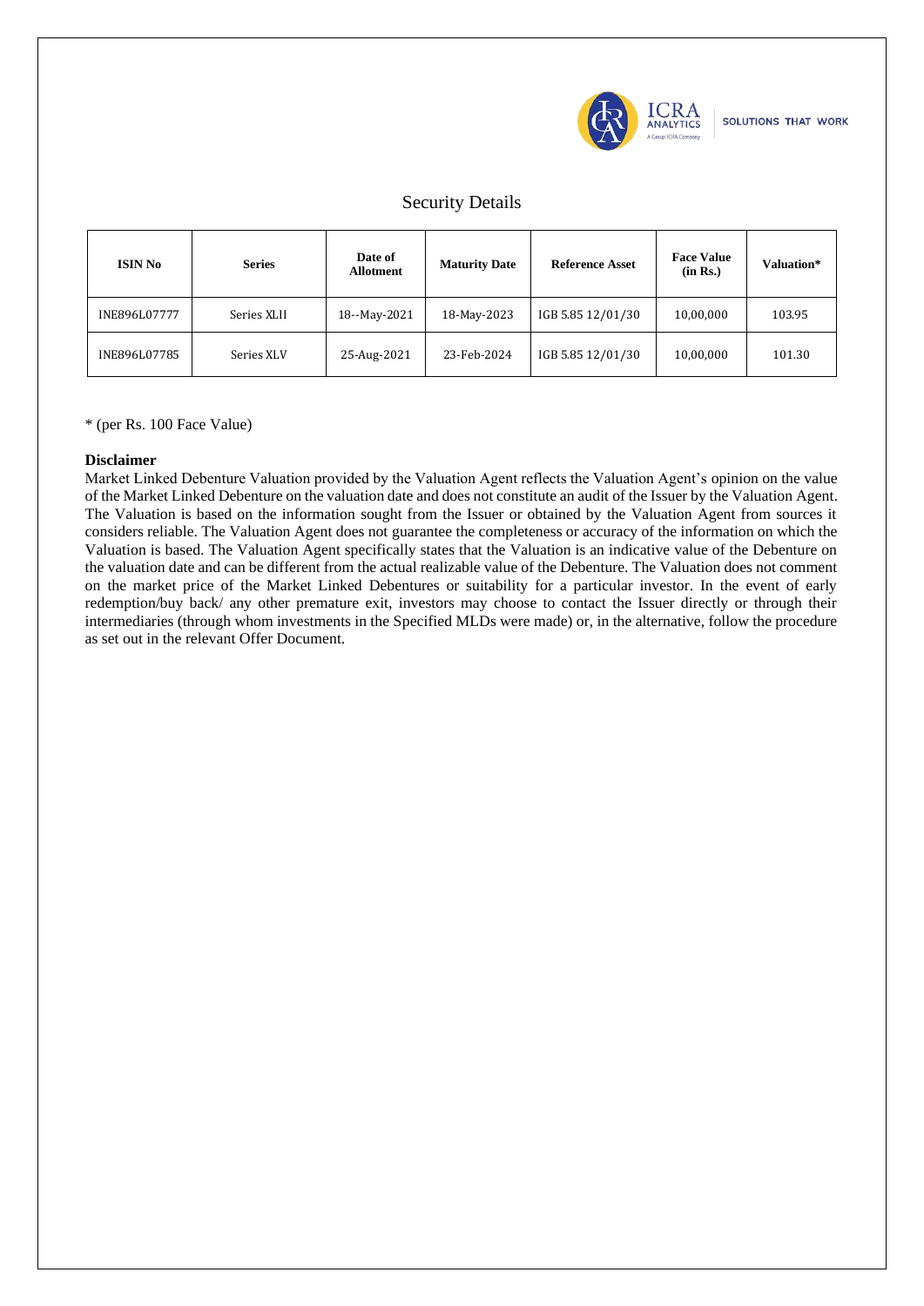## Security Details

| ISIN No | Series | Date of Allotment | Maturity Date | Reference Asset | Face Value (in Rs.) | Valuation* |
|---|---|---|---|---|---|---|
| INE896L07777 | Series XLII | 18--May-2021 | 18-May-2023 | IGB 5.85 12/01/30 | 10,00,000 | 103.95 |
| INE896L07785 | Series XLV | 25-Aug-2021 | 23-Feb-2024 | IGB 5.85 12/01/30 | 10,00,000 | 101.30 |

* (per Rs. 100 Face Value)

**Disclaimer**

Market Linked Debenture Valuation provided by the Valuation Agent reflects the Valuation Agent's opinion on the value of the Market Linked Debenture on the valuation date and does not constitute an audit of the Issuer by the Valuation Agent. The Valuation is based on the information sought from the Issuer or obtained by the Valuation Agent from sources it considers reliable. The Valuation Agent does not guarantee the completeness or accuracy of the information on which the Valuation is based. The Valuation Agent specifically states that the Valuation is an indicative value of the Debenture on the valuation date and can be different from the actual realizable value of the Debenture. The Valuation does not comment on the market price of the Market Linked Debentures or suitability for a particular investor. In the event of early redemption/buy back/ any other premature exit, investors may choose to contact the Issuer directly or through their intermediaries (through whom investments in the Specified MLDs were made) or, in the alternative, follow the procedure as set out in the relevant Offer Document.